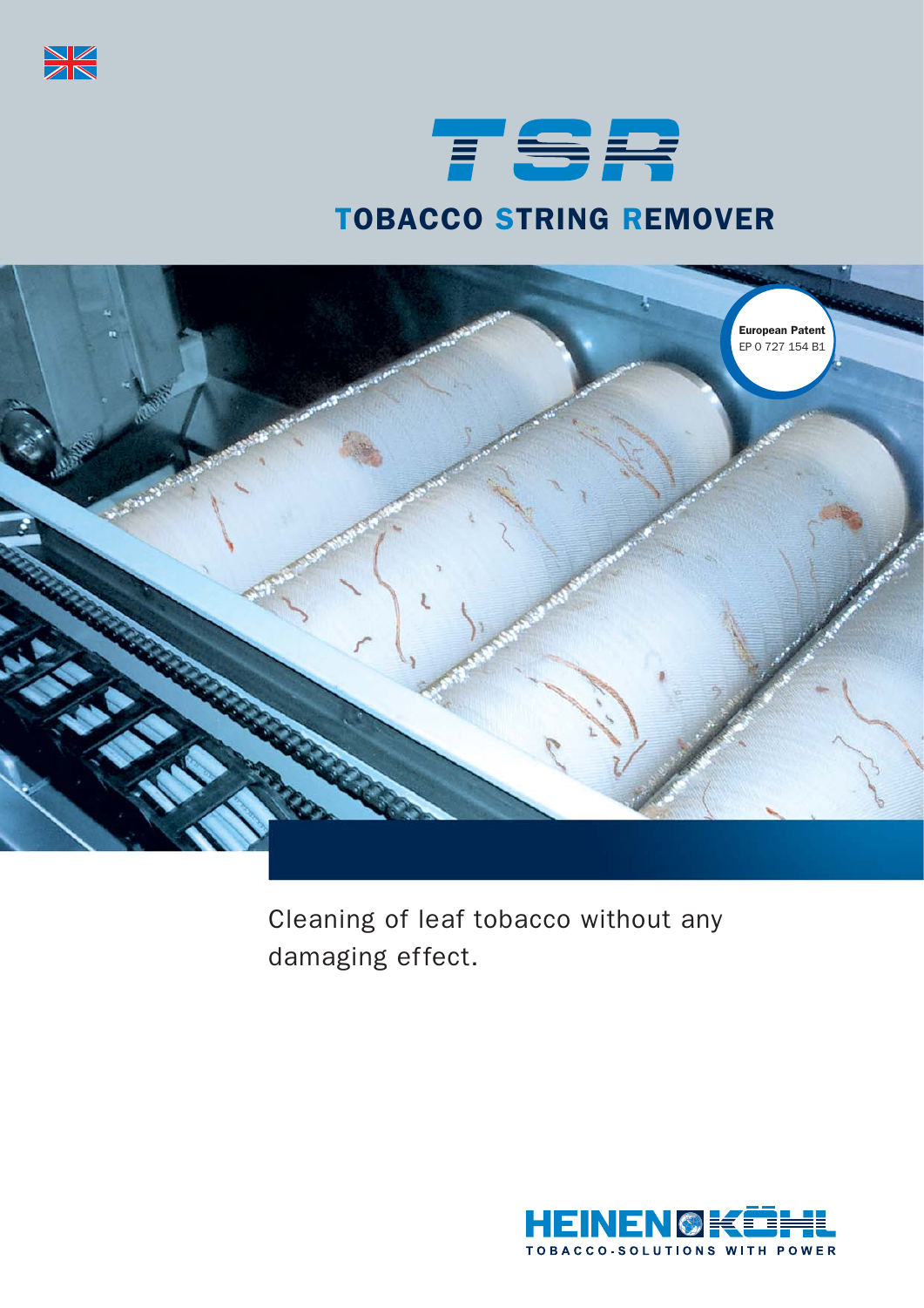# TSR

## TOBACCO STRING REMOVER

**European Patent**
EP 0 727 154 B1

Cleaning of leaf tobacco without any damaging effect.

HEINEN KÖHL
TOBACCO-SOLUTIONS WITH POWER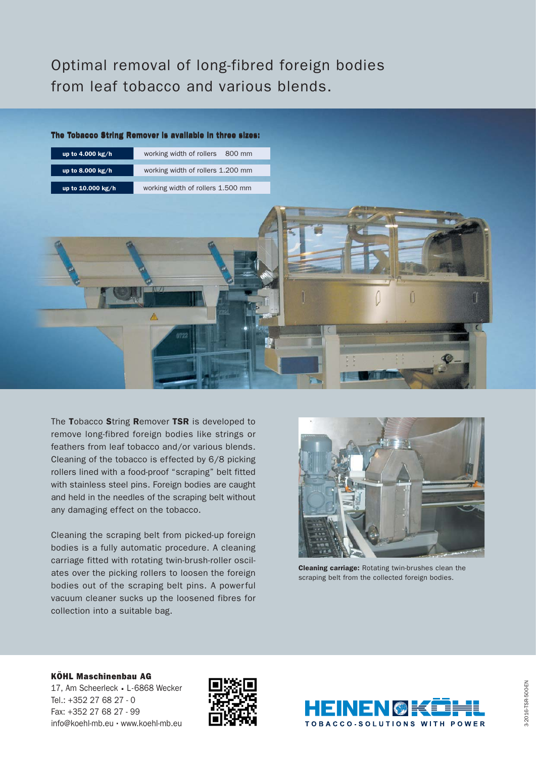# Optimal removal of long-fibred foreign bodies from leaf tobacco and various blends.

**The Tobacco String Remover is available in three sizes:**

| | |
|---|---|
| **up to 4.000 kg/h** | working width of rollers 800 mm |
| **up to 8.000 kg/h** | working width of rollers 1.200 mm |
| **up to 10.000 kg/h** | working width of rollers 1.500 mm |

The **T**obacco **S**tring **R**emover **TSR** is developed to remove long-fibred foreign bodies like strings or feathers from leaf tobacco and/or various blends. Cleaning of the tobacco is effected by 6/8 picking rollers lined with a food-proof "scraping" belt fitted with stainless steel pins. Foreign bodies are caught and held in the needles of the scraping belt without any damaging effect on the tobacco.

Cleaning the scraping belt from picked-up foreign bodies is a fully automatic procedure. A cleaning carriage fitted with rotating twin-brush-roller oscillates over the picking rollers to loosen the foreign bodies out of the scraping belt pins. A powerful vacuum cleaner sucks up the loosened fibres for collection into a suitable bag.

**Cleaning carriage:** Rotating twin-brushes clean the scraping belt from the collected foreign bodies.

**KÖHL Maschinenbau AG**
17, Am Scheerleck ▪ L-6868 Wecker
Tel.: +352 27 68 27 - 0
Fax: +352 27 68 27 - 99
info@koehl-mb.eu ▪ www.koehl-mb.eu

HEINEN KÖHL
TOBACCO-SOLUTIONS WITH POWER

3-2016-TSR-500-EN